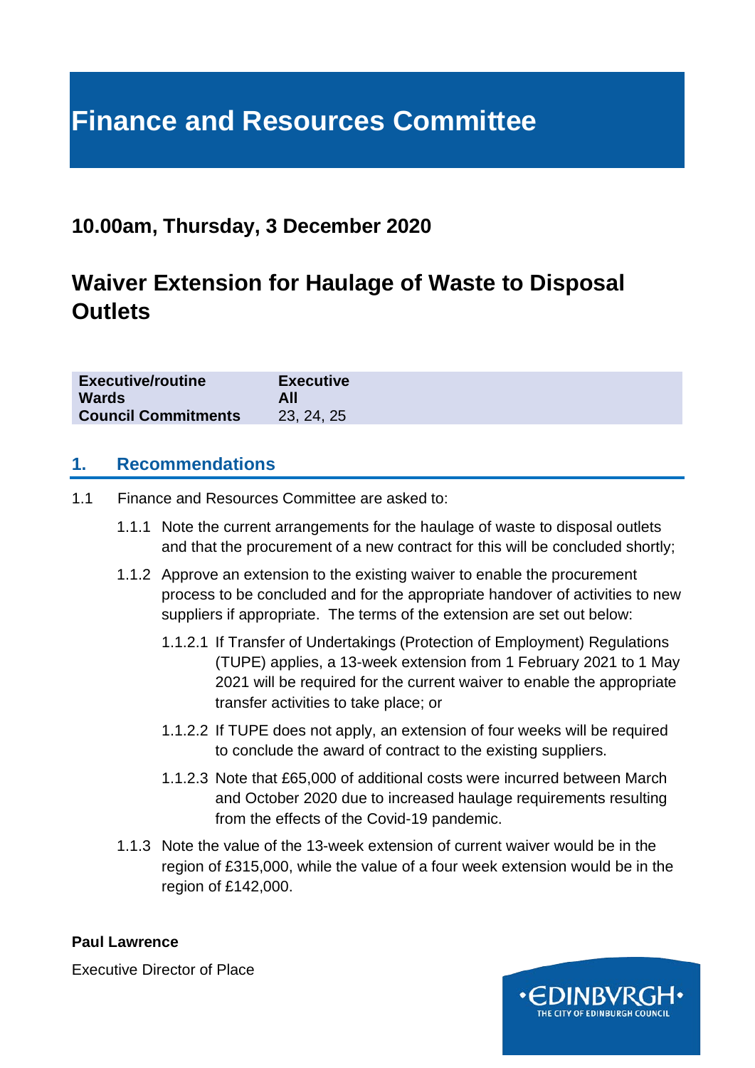# Finance and Resources Committee

## 10.00am, Thursday, 3 December 2020

## Waiver Extension for Haulage of Waste to Disposal Outlets

| | |
|---|---|
| **Executive/routine** | **Executive** |
| **Wards** | **All** |
| **Council Commitments** | 23, 24, 25 |

### 1. Recommendations

1.1 Finance and Resources Committee are asked to:

1.1.1 Note the current arrangements for the haulage of waste to disposal outlets and that the procurement of a new contract for this will be concluded shortly;

1.1.2 Approve an extension to the existing waiver to enable the procurement process to be concluded and for the appropriate handover of activities to new suppliers if appropriate. The terms of the extension are set out below:

1.1.2.1 If Transfer of Undertakings (Protection of Employment) Regulations (TUPE) applies, a 13-week extension from 1 February 2021 to 1 May 2021 will be required for the current waiver to enable the appropriate transfer activities to take place; or

1.1.2.2 If TUPE does not apply, an extension of four weeks will be required to conclude the award of contract to the existing suppliers.

1.1.2.3 Note that £65,000 of additional costs were incurred between March and October 2020 due to increased haulage requirements resulting from the effects of the Covid-19 pandemic.

1.1.3 Note the value of the 13-week extension of current waiver would be in the region of £315,000, while the value of a four week extension would be in the region of £142,000.

**Paul Lawrence**

Executive Director of Place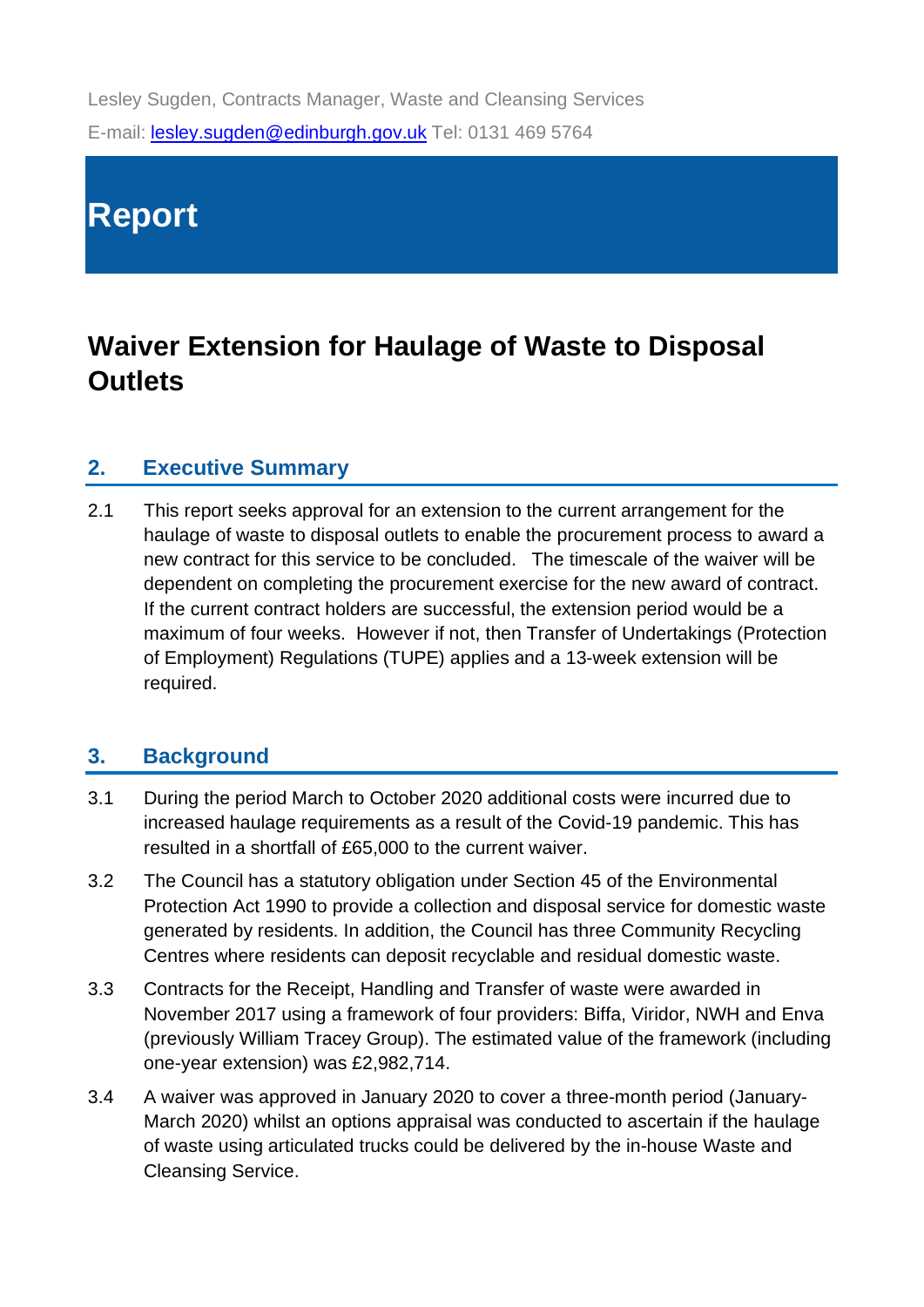Lesley Sugden, Contracts Manager, Waste and Cleansing Services

E-mail: lesley.sugden@edinburgh.gov.uk Tel: 0131 469 5764

# Report

# Waiver Extension for Haulage of Waste to Disposal Outlets

## 2. Executive Summary

2.1 This report seeks approval for an extension to the current arrangement for the haulage of waste to disposal outlets to enable the procurement process to award a new contract for this service to be concluded. The timescale of the waiver will be dependent on completing the procurement exercise for the new award of contract. If the current contract holders are successful, the extension period would be a maximum of four weeks. However if not, then Transfer of Undertakings (Protection of Employment) Regulations (TUPE) applies and a 13-week extension will be required.

## 3. Background

3.1 During the period March to October 2020 additional costs were incurred due to increased haulage requirements as a result of the Covid-19 pandemic. This has resulted in a shortfall of £65,000 to the current waiver.

3.2 The Council has a statutory obligation under Section 45 of the Environmental Protection Act 1990 to provide a collection and disposal service for domestic waste generated by residents. In addition, the Council has three Community Recycling Centres where residents can deposit recyclable and residual domestic waste.

3.3 Contracts for the Receipt, Handling and Transfer of waste were awarded in November 2017 using a framework of four providers: Biffa, Viridor, NWH and Enva (previously William Tracey Group). The estimated value of the framework (including one-year extension) was £2,982,714.

3.4 A waiver was approved in January 2020 to cover a three-month period (January-March 2020) whilst an options appraisal was conducted to ascertain if the haulage of waste using articulated trucks could be delivered by the in-house Waste and Cleansing Service.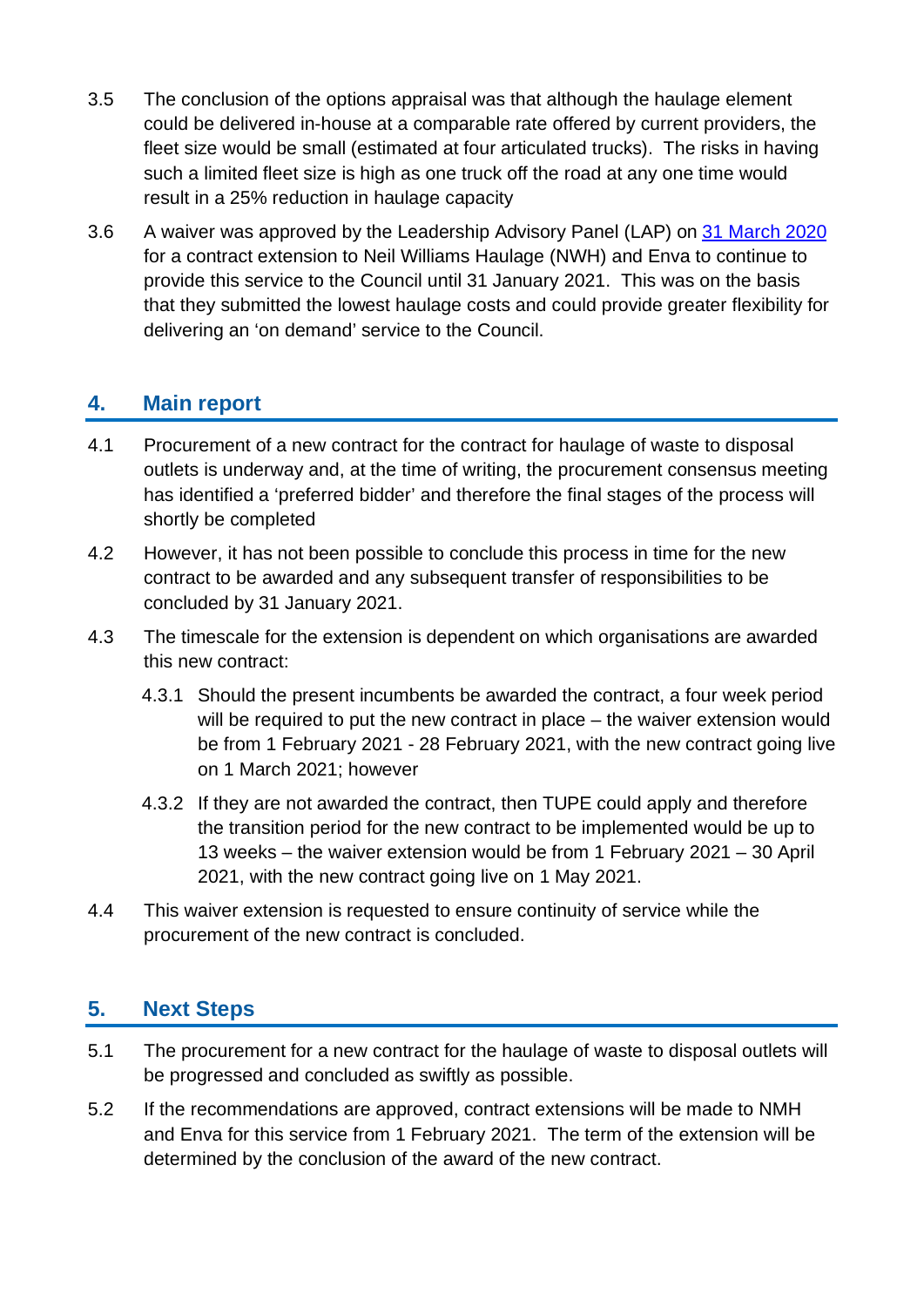3.5 The conclusion of the options appraisal was that although the haulage element could be delivered in-house at a comparable rate offered by current providers, the fleet size would be small (estimated at four articulated trucks). The risks in having such a limited fleet size is high as one truck off the road at any one time would result in a 25% reduction in haulage capacity

3.6 A waiver was approved by the Leadership Advisory Panel (LAP) on [31 March 2020] for a contract extension to Neil Williams Haulage (NWH) and Enva to continue to provide this service to the Council until 31 January 2021. This was on the basis that they submitted the lowest haulage costs and could provide greater flexibility for delivering an 'on demand' service to the Council.

## 4. Main report

4.1 Procurement of a new contract for the contract for haulage of waste to disposal outlets is underway and, at the time of writing, the procurement consensus meeting has identified a 'preferred bidder' and therefore the final stages of the process will shortly be completed

4.2 However, it has not been possible to conclude this process in time for the new contract to be awarded and any subsequent transfer of responsibilities to be concluded by 31 January 2021.

4.3 The timescale for the extension is dependent on which organisations are awarded this new contract:

- 4.3.1 Should the present incumbents be awarded the contract, a four week period will be required to put the new contract in place – the waiver extension would be from 1 February 2021 - 28 February 2021, with the new contract going live on 1 March 2021; however

- 4.3.2 If they are not awarded the contract, then TUPE could apply and therefore the transition period for the new contract to be implemented would be up to 13 weeks – the waiver extension would be from 1 February 2021 – 30 April 2021, with the new contract going live on 1 May 2021.

4.4 This waiver extension is requested to ensure continuity of service while the procurement of the new contract is concluded.

## 5. Next Steps

5.1 The procurement for a new contract for the haulage of waste to disposal outlets will be progressed and concluded as swiftly as possible.

5.2 If the recommendations are approved, contract extensions will be made to NMH and Enva for this service from 1 February 2021. The term of the extension will be determined by the conclusion of the award of the new contract.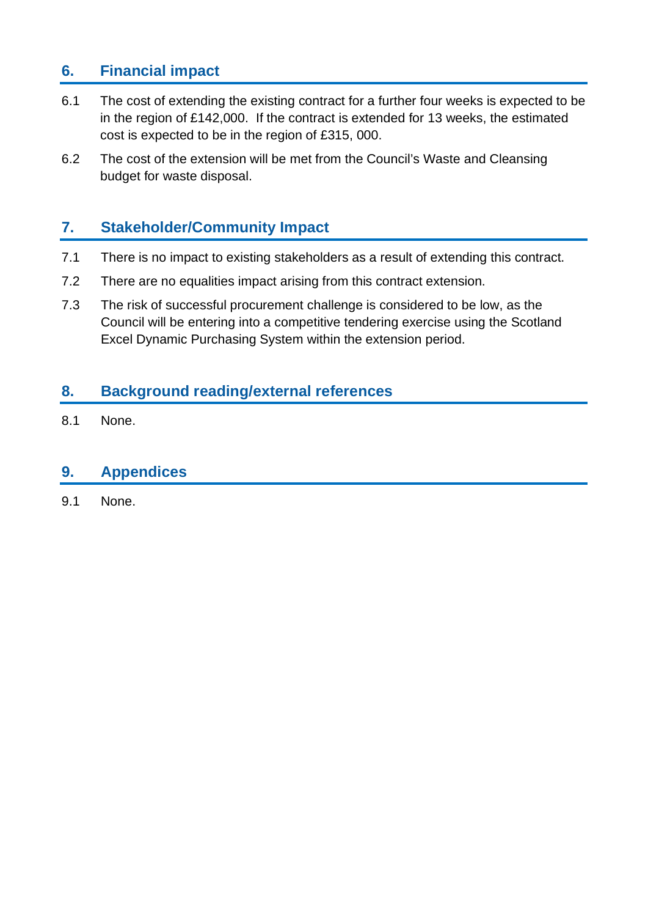## 6. Financial impact

6.1 The cost of extending the existing contract for a further four weeks is expected to be in the region of £142,000. If the contract is extended for 13 weeks, the estimated cost is expected to be in the region of £315, 000.

6.2 The cost of the extension will be met from the Council's Waste and Cleansing budget for waste disposal.

## 7. Stakeholder/Community Impact

7.1 There is no impact to existing stakeholders as a result of extending this contract.

7.2 There are no equalities impact arising from this contract extension.

7.3 The risk of successful procurement challenge is considered to be low, as the Council will be entering into a competitive tendering exercise using the Scotland Excel Dynamic Purchasing System within the extension period.

## 8. Background reading/external references

8.1 None.

## 9. Appendices

9.1 None.